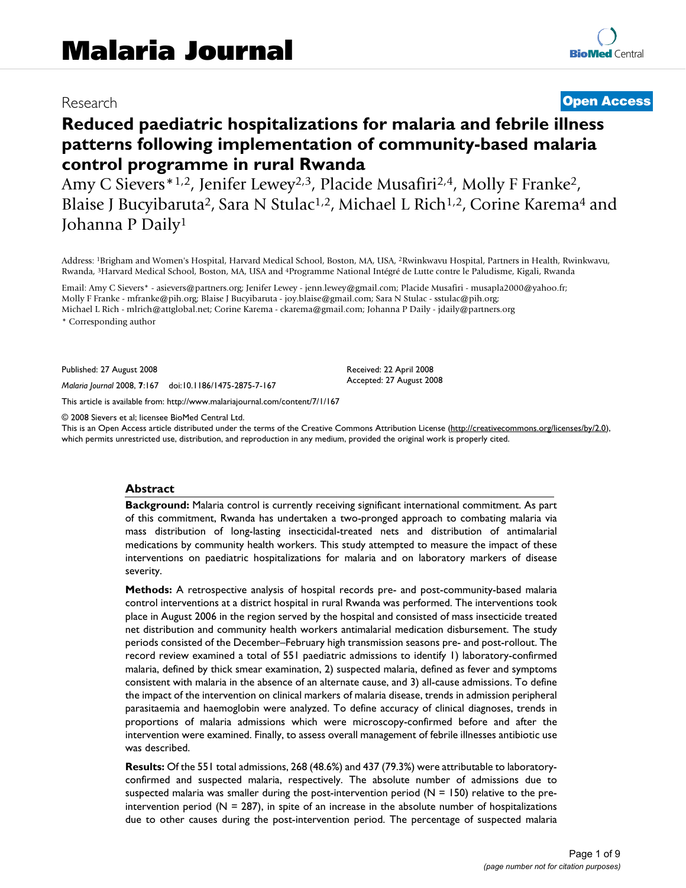Research

**Open Access**

# Reduced paediatric hospitalizations for malaria and febrile illness patterns following implementation of community-based malaria control programme in rural Rwanda

Amy C Sievers*[1,2], Jenifer Lewey[2,3], Placide Musafiri[2,4], Molly F Franke[2], Blaise J Bucyibaruta[2], Sara N Stulac[1,2], Michael L Rich[1,2], Corine Karema[4] and Johanna P Daily[1]

Address: [1]Brigham and Women's Hospital, Harvard Medical School, Boston, MA, USA, [2]Rwinkwavu Hospital, Partners in Health, Rwinkwavu, Rwanda, [3]Harvard Medical School, Boston, MA, USA and [4]Programme National Intégré de Lutte contre le Paludisme, Kigali, Rwanda

Email: Amy C Sievers* - asievers@partners.org; Jenifer Lewey - jenn.lewey@gmail.com; Placide Musafiri - musapla2000@yahoo.fr; Molly F Franke - mfranke@pih.org; Blaise J Bucyibaruta - joy.blaise@gmail.com; Sara N Stulac - sstulac@pih.org; Michael L Rich - mlrich@attglobal.net; Corine Karema - ckarema@gmail.com; Johanna P Daily - jdaily@partners.org

\* Corresponding author

Published: 27 August 2008

*Malaria Journal* 2008, **7**:167 doi:10.1186/1475-2875-7-167

Received: 22 April 2008

Accepted: 27 August 2008

This article is available from: http://www.malariajournal.com/content/7/1/167

© 2008 Sievers et al; licensee BioMed Central Ltd.

This is an Open Access article distributed under the terms of the Creative Commons Attribution License (http://creativecommons.org/licenses/by/2.0), which permits unrestricted use, distribution, and reproduction in any medium, provided the original work is properly cited.

## Abstract

**Background:** Malaria control is currently receiving significant international commitment. As part of this commitment, Rwanda has undertaken a two-pronged approach to combating malaria via mass distribution of long-lasting insecticidal-treated nets and distribution of antimalarial medications by community health workers. This study attempted to measure the impact of these interventions on paediatric hospitalizations for malaria and on laboratory markers of disease severity.

**Methods:** A retrospective analysis of hospital records pre- and post-community-based malaria control interventions at a district hospital in rural Rwanda was performed. The interventions took place in August 2006 in the region served by the hospital and consisted of mass insecticide treated net distribution and community health workers antimalarial medication disbursement. The study periods consisted of the December–February high transmission seasons pre- and post-rollout. The record review examined a total of 551 paediatric admissions to identify 1) laboratory-confirmed malaria, defined by thick smear examination, 2) suspected malaria, defined as fever and symptoms consistent with malaria in the absence of an alternate cause, and 3) all-cause admissions. To define the impact of the intervention on clinical markers of malaria disease, trends in admission peripheral parasitaemia and haemoglobin were analyzed. To define accuracy of clinical diagnoses, trends in proportions of malaria admissions which were microscopy-confirmed before and after the intervention were examined. Finally, to assess overall management of febrile illnesses antibiotic use was described.

**Results:** Of the 551 total admissions, 268 (48.6%) and 437 (79.3%) were attributable to laboratory-confirmed and suspected malaria, respectively. The absolute number of admissions due to suspected malaria was smaller during the post-intervention period (N = 150) relative to the pre-intervention period (N = 287), in spite of an increase in the absolute number of hospitalizations due to other causes during the post-intervention period. The percentage of suspected malaria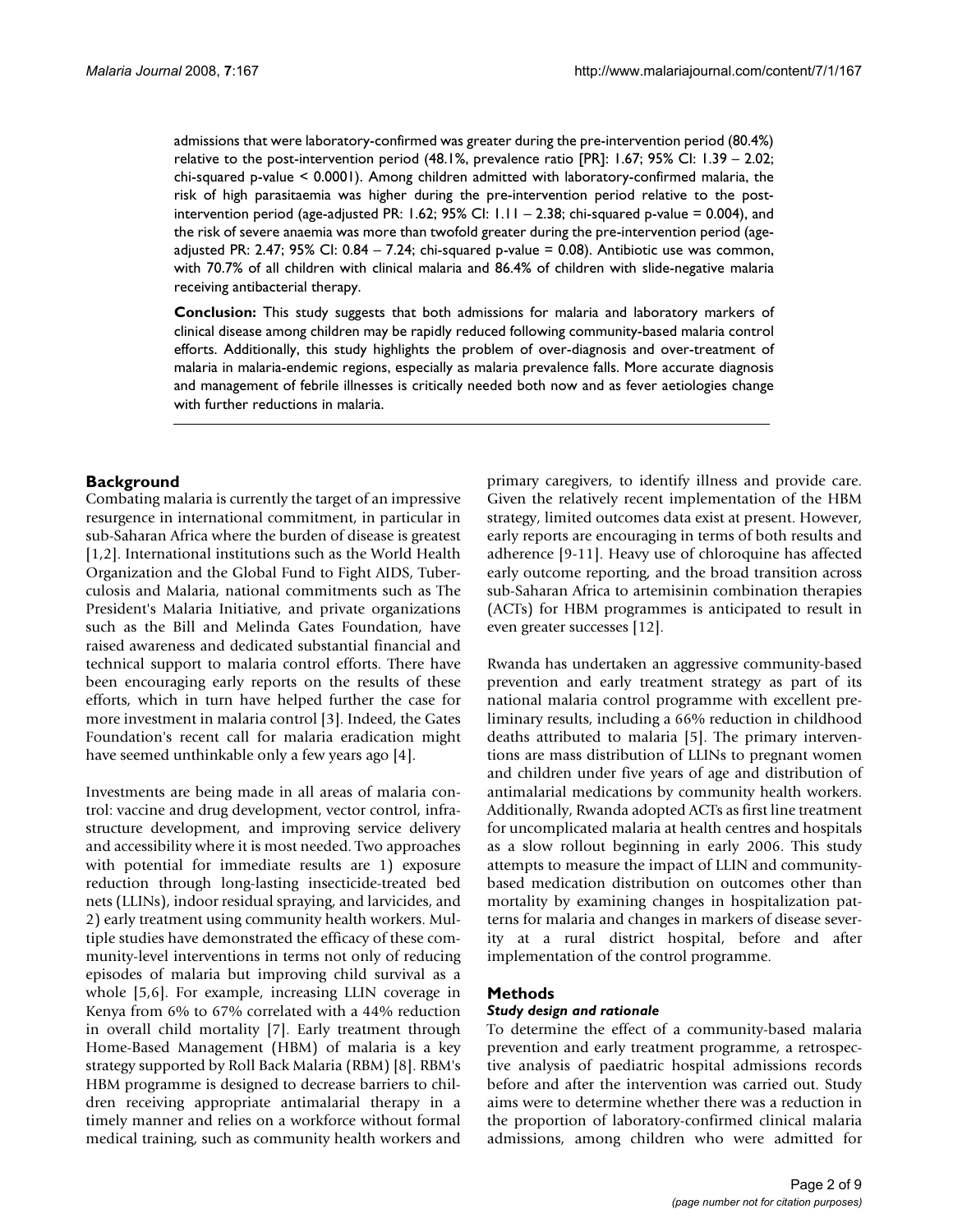admissions that were laboratory-confirmed was greater during the pre-intervention period (80.4%) relative to the post-intervention period (48.1%, prevalence ratio [PR]: 1.67; 95% CI: 1.39 – 2.02; chi-squared p-value < 0.0001). Among children admitted with laboratory-confirmed malaria, the risk of high parasitaemia was higher during the pre-intervention period relative to the post-intervention period (age-adjusted PR: 1.62; 95% CI: 1.11 – 2.38; chi-squared p-value = 0.004), and the risk of severe anaemia was more than twofold greater during the pre-intervention period (age-adjusted PR: 2.47; 95% CI: 0.84 – 7.24; chi-squared p-value = 0.08). Antibiotic use was common, with 70.7% of all children with clinical malaria and 86.4% of children with slide-negative malaria receiving antibacterial therapy.

**Conclusion:** This study suggests that both admissions for malaria and laboratory markers of clinical disease among children may be rapidly reduced following community-based malaria control efforts. Additionally, this study highlights the problem of over-diagnosis and over-treatment of malaria in malaria-endemic regions, especially as malaria prevalence falls. More accurate diagnosis and management of febrile illnesses is critically needed both now and as fever aetiologies change with further reductions in malaria.

## Background

Combating malaria is currently the target of an impressive resurgence in international commitment, in particular in sub-Saharan Africa where the burden of disease is greatest [1,2]. International institutions such as the World Health Organization and the Global Fund to Fight AIDS, Tuberculosis and Malaria, national commitments such as The President's Malaria Initiative, and private organizations such as the Bill and Melinda Gates Foundation, have raised awareness and dedicated substantial financial and technical support to malaria control efforts. There have been encouraging early reports on the results of these efforts, which in turn have helped further the case for more investment in malaria control [3]. Indeed, the Gates Foundation's recent call for malaria eradication might have seemed unthinkable only a few years ago [4].

Investments are being made in all areas of malaria control: vaccine and drug development, vector control, infrastructure development, and improving service delivery and accessibility where it is most needed. Two approaches with potential for immediate results are 1) exposure reduction through long-lasting insecticide-treated bed nets (LLINs), indoor residual spraying, and larvicides, and 2) early treatment using community health workers. Multiple studies have demonstrated the efficacy of these community-level interventions in terms not only of reducing episodes of malaria but improving child survival as a whole [5,6]. For example, increasing LLIN coverage in Kenya from 6% to 67% correlated with a 44% reduction in overall child mortality [7]. Early treatment through Home-Based Management (HBM) of malaria is a key strategy supported by Roll Back Malaria (RBM) [8]. RBM's HBM programme is designed to decrease barriers to children receiving appropriate antimalarial therapy in a timely manner and relies on a workforce without formal medical training, such as community health workers and primary caregivers, to identify illness and provide care. Given the relatively recent implementation of the HBM strategy, limited outcomes data exist at present. However, early reports are encouraging in terms of both results and adherence [9-11]. Heavy use of chloroquine has affected early outcome reporting, and the broad transition across sub-Saharan Africa to artemisinin combination therapies (ACTs) for HBM programmes is anticipated to result in even greater successes [12].

Rwanda has undertaken an aggressive community-based prevention and early treatment strategy as part of its national malaria control programme with excellent preliminary results, including a 66% reduction in childhood deaths attributed to malaria [5]. The primary interventions are mass distribution of LLINs to pregnant women and children under five years of age and distribution of antimalarial medications by community health workers. Additionally, Rwanda adopted ACTs as first line treatment for uncomplicated malaria at health centres and hospitals as a slow rollout beginning in early 2006. This study attempts to measure the impact of LLIN and community-based medication distribution on outcomes other than mortality by examining changes in hospitalization patterns for malaria and changes in markers of disease severity at a rural district hospital, before and after implementation of the control programme.

## Methods

### *Study design and rationale*

To determine the effect of a community-based malaria prevention and early treatment programme, a retrospective analysis of paediatric hospital admissions records before and after the intervention was carried out. Study aims were to determine whether there was a reduction in the proportion of laboratory-confirmed clinical malaria admissions, among children who were admitted for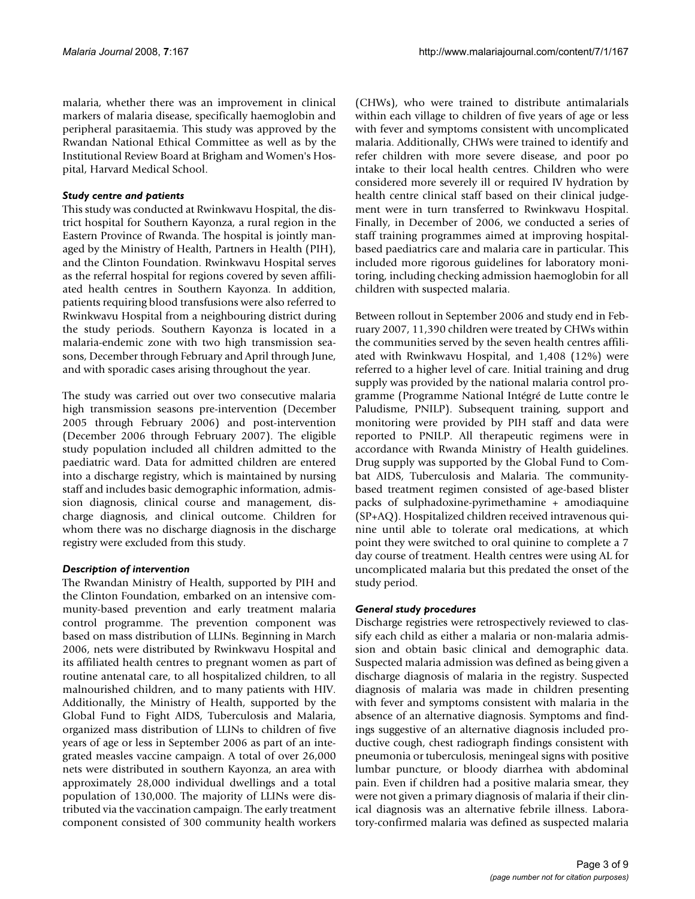malaria, whether there was an improvement in clinical markers of malaria disease, specifically haemoglobin and peripheral parasitaemia. This study was approved by the Rwandan National Ethical Committee as well as by the Institutional Review Board at Brigham and Women's Hospital, Harvard Medical School.

### *Study centre and patients*

This study was conducted at Rwinkwavu Hospital, the district hospital for Southern Kayonza, a rural region in the Eastern Province of Rwanda. The hospital is jointly managed by the Ministry of Health, Partners in Health (PIH), and the Clinton Foundation. Rwinkwavu Hospital serves as the referral hospital for regions covered by seven affiliated health centres in Southern Kayonza. In addition, patients requiring blood transfusions were also referred to Rwinkwavu Hospital from a neighbouring district during the study periods. Southern Kayonza is located in a malaria-endemic zone with two high transmission seasons, December through February and April through June, and with sporadic cases arising throughout the year.

The study was carried out over two consecutive malaria high transmission seasons pre-intervention (December 2005 through February 2006) and post-intervention (December 2006 through February 2007). The eligible study population included all children admitted to the paediatric ward. Data for admitted children are entered into a discharge registry, which is maintained by nursing staff and includes basic demographic information, admission diagnosis, clinical course and management, discharge diagnosis, and clinical outcome. Children for whom there was no discharge diagnosis in the discharge registry were excluded from this study.

### *Description of intervention*

The Rwandan Ministry of Health, supported by PIH and the Clinton Foundation, embarked on an intensive community-based prevention and early treatment malaria control programme. The prevention component was based on mass distribution of LLINs. Beginning in March 2006, nets were distributed by Rwinkwavu Hospital and its affiliated health centres to pregnant women as part of routine antenatal care, to all hospitalized children, to all malnourished children, and to many patients with HIV. Additionally, the Ministry of Health, supported by the Global Fund to Fight AIDS, Tuberculosis and Malaria, organized mass distribution of LLINs to children of five years of age or less in September 2006 as part of an integrated measles vaccine campaign. A total of over 26,000 nets were distributed in southern Kayonza, an area with approximately 28,000 individual dwellings and a total population of 130,000. The majority of LLINs were distributed via the vaccination campaign. The early treatment component consisted of 300 community health workers (CHWs), who were trained to distribute antimalarials within each village to children of five years of age or less with fever and symptoms consistent with uncomplicated malaria. Additionally, CHWs were trained to identify and refer children with more severe disease, and poor po intake to their local health centres. Children who were considered more severely ill or required IV hydration by health centre clinical staff based on their clinical judgement were in turn transferred to Rwinkwavu Hospital. Finally, in December of 2006, we conducted a series of staff training programmes aimed at improving hospital-based paediatrics care and malaria care in particular. This included more rigorous guidelines for laboratory monitoring, including checking admission haemoglobin for all children with suspected malaria.

Between rollout in September 2006 and study end in February 2007, 11,390 children were treated by CHWs within the communities served by the seven health centres affiliated with Rwinkwavu Hospital, and 1,408 (12%) were referred to a higher level of care. Initial training and drug supply was provided by the national malaria control programme (Programme National Intégré de Lutte contre le Paludisme, PNILP). Subsequent training, support and monitoring were provided by PIH staff and data were reported to PNILP. All therapeutic regimens were in accordance with Rwanda Ministry of Health guidelines. Drug supply was supported by the Global Fund to Combat AIDS, Tuberculosis and Malaria. The community-based treatment regimen consisted of age-based blister packs of sulphadoxine-pyrimethamine + amodiaquine (SP+AQ). Hospitalized children received intravenous quinine until able to tolerate oral medications, at which point they were switched to oral quinine to complete a 7 day course of treatment. Health centres were using AL for uncomplicated malaria but this predated the onset of the study period.

### *General study procedures*

Discharge registries were retrospectively reviewed to classify each child as either a malaria or non-malaria admission and obtain basic clinical and demographic data. Suspected malaria admission was defined as being given a discharge diagnosis of malaria in the registry. Suspected diagnosis of malaria was made in children presenting with fever and symptoms consistent with malaria in the absence of an alternative diagnosis. Symptoms and findings suggestive of an alternative diagnosis included productive cough, chest radiograph findings consistent with pneumonia or tuberculosis, meningeal signs with positive lumbar puncture, or bloody diarrhea with abdominal pain. Even if children had a positive malaria smear, they were not given a primary diagnosis of malaria if their clinical diagnosis was an alternative febrile illness. Laboratory-confirmed malaria was defined as suspected malaria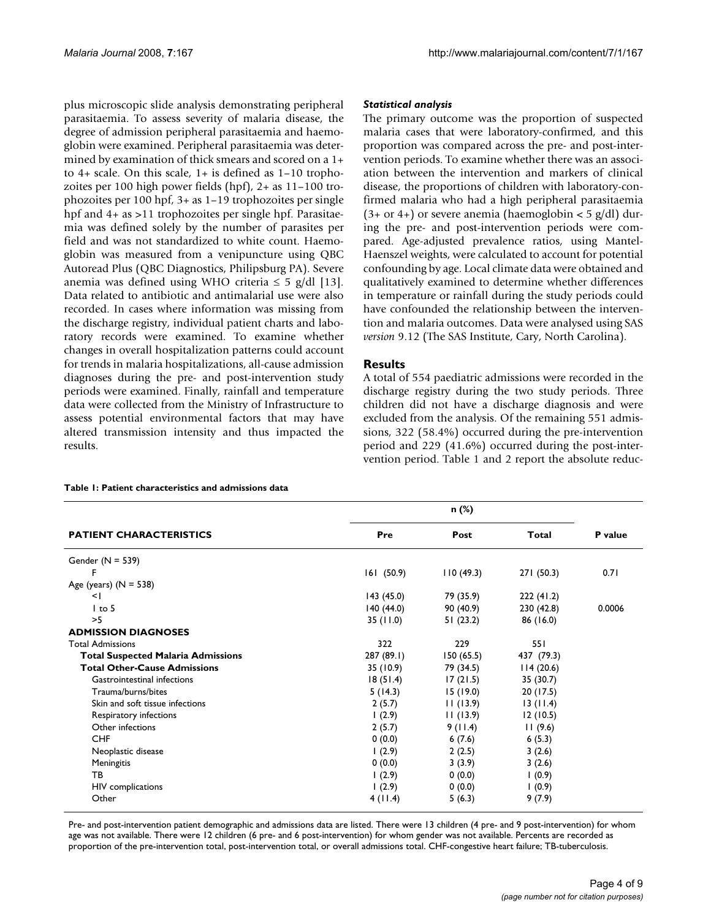plus microscopic slide analysis demonstrating peripheral parasitaemia. To assess severity of malaria disease, the degree of admission peripheral parasitaemia and haemoglobin were examined. Peripheral parasitaemia was determined by examination of thick smears and scored on a 1+ to 4+ scale. On this scale, 1+ is defined as 1–10 trophozoites per 100 high power fields (hpf), 2+ as 11–100 trophozoites per 100 hpf, 3+ as 1–19 trophozoites per single hpf and 4+ as >11 trophozoites per single hpf. Parasitaemia was defined solely by the number of parasites per field and was not standardized to white count. Haemoglobin was measured from a venipuncture using QBC Autoread Plus (QBC Diagnostics, Philipsburg PA). Severe anemia was defined using WHO criteria ≤ 5 g/dl [13]. Data related to antibiotic and antimalarial use were also recorded. In cases where information was missing from the discharge registry, individual patient charts and laboratory records were examined. To examine whether changes in overall hospitalization patterns could account for trends in malaria hospitalizations, all-cause admission diagnoses during the pre- and post-intervention study periods were examined. Finally, rainfall and temperature data were collected from the Ministry of Infrastructure to assess potential environmental factors that may have altered transmission intensity and thus impacted the results.

### *Statistical analysis*

The primary outcome was the proportion of suspected malaria cases that were laboratory-confirmed, and this proportion was compared across the pre- and post-intervention periods. To examine whether there was an association between the intervention and markers of clinical disease, the proportions of children with laboratory-confirmed malaria who had a high peripheral parasitaemia (3+ or 4+) or severe anemia (haemoglobin < 5 g/dl) during the pre- and post-intervention periods were compared. Age-adjusted prevalence ratios, using Mantel-Haenszel weights, were calculated to account for potential confounding by age. Local climate data were obtained and qualitatively examined to determine whether differences in temperature or rainfall during the study periods could have confounded the relationship between the intervention and malaria outcomes. Data were analysed using SAS *version* 9.12 (The SAS Institute, Cary, North Carolina).

## Results

A total of 554 paediatric admissions were recorded in the discharge registry during the two study periods. Three children did not have a discharge diagnosis and were excluded from the analysis. Of the remaining 551 admissions, 322 (58.4%) occurred during the pre-intervention period and 229 (41.6%) occurred during the post-intervention period. Table 1 and 2 report the absolute reduc-

**Table 1: Patient characteristics and admissions data**

| | n (%) | | | |
|---|---|---|---|---|
| **PATIENT CHARACTERISTICS** | **Pre** | **Post** | **Total** | **P value** |
| Gender (N = 539) | | | | |
| F | 161 (50.9) | 110 (49.3) | 271 (50.3) | 0.71 |
| Age (years) (N = 538) | | | | |
| <1 | 143 (45.0) | 79 (35.9) | 222 (41.2) | |
| 1 to 5 | 140 (44.0) | 90 (40.9) | 230 (42.8) | 0.0006 |
| >5 | 35 (11.0) | 51 (23.2) | 86 (16.0) | |
| **ADMISSION DIAGNOSES** | | | | |
| Total Admissions | 322 | 229 | 551 | |
| **Total Suspected Malaria Admissions** | 287 (89.1) | 150 (65.5) | 437 (79.3) | |
| **Total Other-Cause Admissions** | 35 (10.9) | 79 (34.5) | 114 (20.6) | |
| Gastrointestinal infections | 18 (51.4) | 17 (21.5) | 35 (30.7) | |
| Trauma/burns/bites | 5 (14.3) | 15 (19.0) | 20 (17.5) | |
| Skin and soft tissue infections | 2 (5.7) | 11 (13.9) | 13 (11.4) | |
| Respiratory infections | 1 (2.9) | 11 (13.9) | 12 (10.5) | |
| Other infections | 2 (5.7) | 9 (11.4) | 11 (9.6) | |
| CHF | 0 (0.0) | 6 (7.6) | 6 (5.3) | |
| Neoplastic disease | 1 (2.9) | 2 (2.5) | 3 (2.6) | |
| Meningitis | 0 (0.0) | 3 (3.9) | 3 (2.6) | |
| TB | 1 (2.9) | 0 (0.0) | 1 (0.9) | |
| HIV complications | 1 (2.9) | 0 (0.0) | 1 (0.9) | |
| Other | 4 (11.4) | 5 (6.3) | 9 (7.9) | |

Pre- and post-intervention patient demographic and admissions data are listed. There were 13 children (4 pre- and 9 post-intervention) for whom age was not available. There were 12 children (6 pre- and 6 post-intervention) for whom gender was not available. Percents are recorded as proportion of the pre-intervention total, post-intervention total, or overall admissions total. CHF-congestive heart failure; TB-tuberculosis.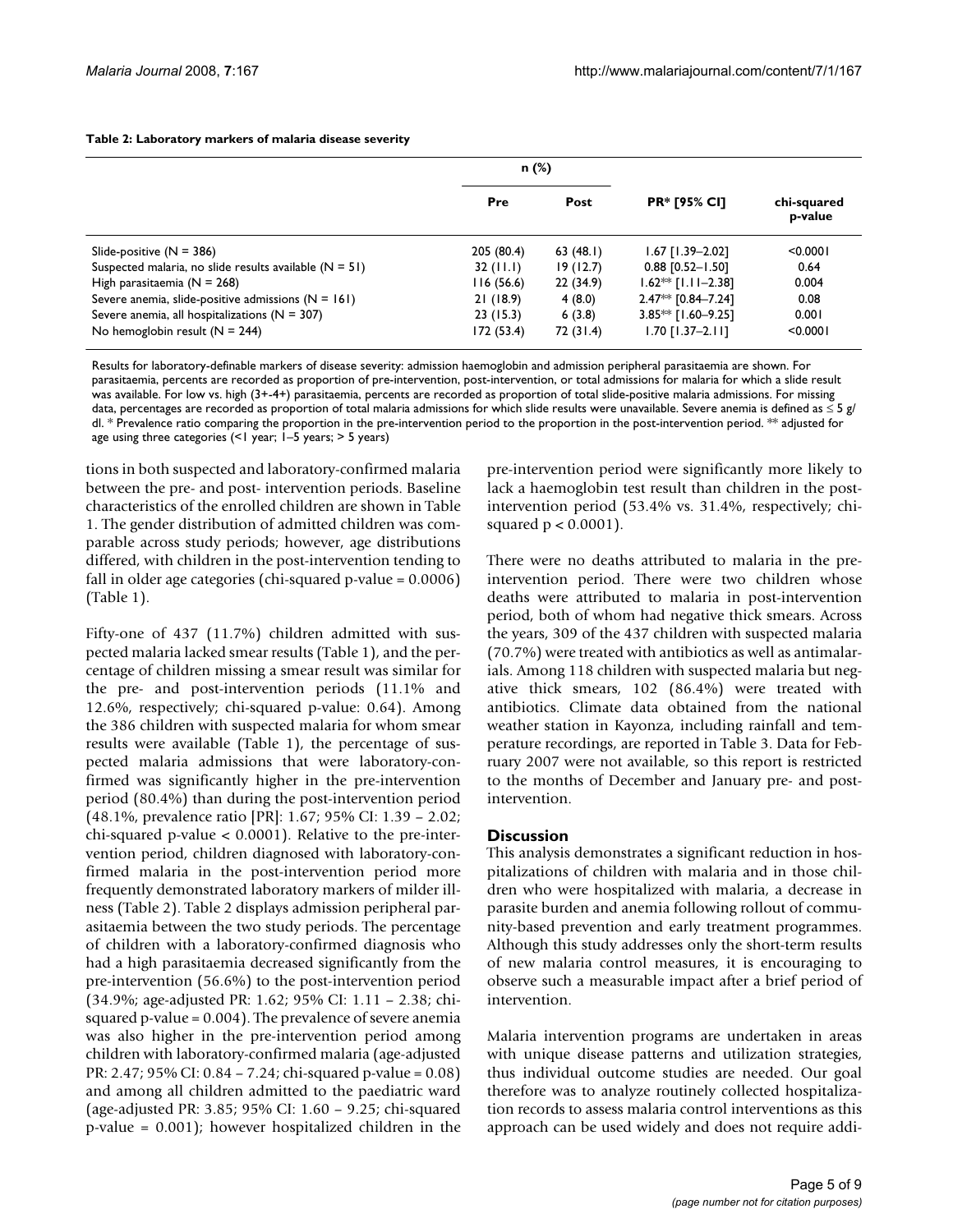**Table 2: Laboratory markers of malaria disease severity**

| | n (%) | | PR* [95% CI] | chi-squared p-value |
|---|---|---|---|---|
| | Pre | Post | | |
| Slide-positive (N = 386) | 205 (80.4) | 63 (48.1) | 1.67 [1.39–2.02] | <0.0001 |
| Suspected malaria, no slide results available (N = 51) | 32 (11.1) | 19 (12.7) | 0.88 [0.52–1.50] | 0.64 |
| High parasitaemia (N = 268) | 116 (56.6) | 22 (34.9) | 1.62** [1.11–2.38] | 0.004 |
| Severe anemia, slide-positive admissions (N = 161) | 21 (18.9) | 4 (8.0) | 2.47** [0.84–7.24] | 0.08 |
| Severe anemia, all hospitalizations (N = 307) | 23 (15.3) | 6 (3.8) | 3.85** [1.60–9.25] | 0.001 |
| No hemoglobin result (N = 244) | 172 (53.4) | 72 (31.4) | 1.70 [1.37–2.11] | <0.0001 |

Results for laboratory-definable markers of disease severity: admission haemoglobin and admission peripheral parasitaemia are shown. For parasitaemia, percents are recorded as proportion of pre-intervention, post-intervention, or total admissions for malaria for which a slide result was available. For low vs. high (3+-4+) parasitaemia, percents are recorded as proportion of total slide-positive malaria admissions. For missing data, percentages are recorded as proportion of total malaria admissions for which slide results were unavailable. Severe anemia is defined as ≤ 5 g/dl. * Prevalence ratio comparing the proportion in the pre-intervention period to the proportion in the post-intervention period. ** adjusted for age using three categories (<1 year; 1–5 years; > 5 years)

tions in both suspected and laboratory-confirmed malaria between the pre- and post- intervention periods. Baseline characteristics of the enrolled children are shown in Table 1. The gender distribution of admitted children was comparable across study periods; however, age distributions differed, with children in the post-intervention tending to fall in older age categories (chi-squared p-value = 0.0006) (Table 1).

Fifty-one of 437 (11.7%) children admitted with suspected malaria lacked smear results (Table 1), and the percentage of children missing a smear result was similar for the pre- and post-intervention periods (11.1% and 12.6%, respectively; chi-squared p-value: 0.64). Among the 386 children with suspected malaria for whom smear results were available (Table 1), the percentage of suspected malaria admissions that were laboratory-confirmed was significantly higher in the pre-intervention period (80.4%) than during the post-intervention period (48.1%, prevalence ratio [PR]: 1.67; 95% CI: 1.39 – 2.02; chi-squared p-value < 0.0001). Relative to the pre-intervention period, children diagnosed with laboratory-confirmed malaria in the post-intervention period more frequently demonstrated laboratory markers of milder illness (Table 2). Table 2 displays admission peripheral parasitaemia between the two study periods. The percentage of children with a laboratory-confirmed diagnosis who had a high parasitaemia decreased significantly from the pre-intervention (56.6%) to the post-intervention period (34.9%; age-adjusted PR: 1.62; 95% CI: 1.11 – 2.38; chi-squared p-value = 0.004). The prevalence of severe anemia was also higher in the pre-intervention period among children with laboratory-confirmed malaria (age-adjusted PR: 2.47; 95% CI: 0.84 – 7.24; chi-squared p-value = 0.08) and among all children admitted to the paediatric ward (age-adjusted PR: 3.85; 95% CI: 1.60 – 9.25; chi-squared p-value = 0.001); however hospitalized children in the pre-intervention period were significantly more likely to lack a haemoglobin test result than children in the post-intervention period (53.4% vs. 31.4%, respectively; chi-squared p < 0.0001).

There were no deaths attributed to malaria in the pre-intervention period. There were two children whose deaths were attributed to malaria in post-intervention period, both of whom had negative thick smears. Across the years, 309 of the 437 children with suspected malaria (70.7%) were treated with antibiotics as well as antimalarials. Among 118 children with suspected malaria but negative thick smears, 102 (86.4%) were treated with antibiotics. Climate data obtained from the national weather station in Kayonza, including rainfall and temperature recordings, are reported in Table 3. Data for February 2007 were not available, so this report is restricted to the months of December and January pre- and post-intervention.

## Discussion

This analysis demonstrates a significant reduction in hospitalizations of children with malaria and in those children who were hospitalized with malaria, a decrease in parasite burden and anemia following rollout of community-based prevention and early treatment programmes. Although this study addresses only the short-term results of new malaria control measures, it is encouraging to observe such a measurable impact after a brief period of intervention.

Malaria intervention programs are undertaken in areas with unique disease patterns and utilization strategies, thus individual outcome studies are needed. Our goal therefore was to analyze routinely collected hospitalization records to assess malaria control interventions as this approach can be used widely and does not require addi-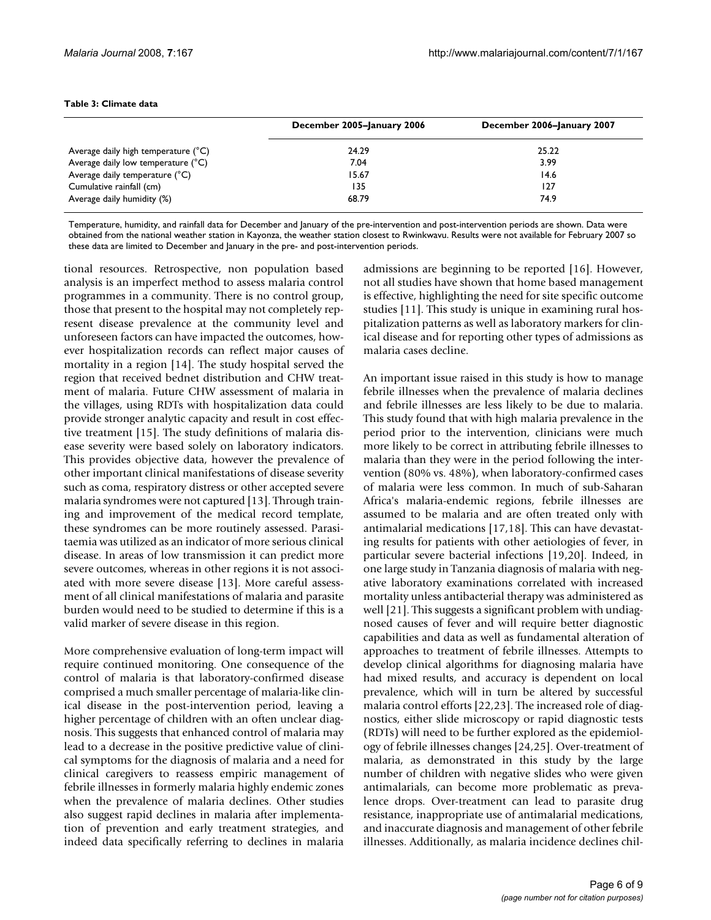**Table 3: Climate data**

| | December 2005–January 2006 | December 2006–January 2007 |
| --- | --- | --- |
| Average daily high temperature (°C) | 24.29 | 25.22 |
| Average daily low temperature (°C) | 7.04 | 3.99 |
| Average daily temperature (°C) | 15.67 | 14.6 |
| Cumulative rainfall (cm) | 135 | 127 |
| Average daily humidity (%) | 68.79 | 74.9 |

Temperature, humidity, and rainfall data for December and January of the pre-intervention and post-intervention periods are shown. Data were obtained from the national weather station in Kayonza, the weather station closest to Rwinkwavu. Results were not available for February 2007 so these data are limited to December and January in the pre- and post-intervention periods.

tional resources. Retrospective, non population based analysis is an imperfect method to assess malaria control programmes in a community. There is no control group, those that present to the hospital may not completely represent disease prevalence at the community level and unforeseen factors can have impacted the outcomes, however hospitalization records can reflect major causes of mortality in a region [14]. The study hospital served the region that received bednet distribution and CHW treatment of malaria. Future CHW assessment of malaria in the villages, using RDTs with hospitalization data could provide stronger analytic capacity and result in cost effective treatment [15]. The study definitions of malaria disease severity were based solely on laboratory indicators. This provides objective data, however the prevalence of other important clinical manifestations of disease severity such as coma, respiratory distress or other accepted severe malaria syndromes were not captured [13]. Through training and improvement of the medical record template, these syndromes can be more routinely assessed. Parasitaemia was utilized as an indicator of more serious clinical disease. In areas of low transmission it can predict more severe outcomes, whereas in other regions it is not associated with more severe disease [13]. More careful assessment of all clinical manifestations of malaria and parasite burden would need to be studied to determine if this is a valid marker of severe disease in this region.

More comprehensive evaluation of long-term impact will require continued monitoring. One consequence of the control of malaria is that laboratory-confirmed disease comprised a much smaller percentage of malaria-like clinical disease in the post-intervention period, leaving a higher percentage of children with an often unclear diagnosis. This suggests that enhanced control of malaria may lead to a decrease in the positive predictive value of clinical symptoms for the diagnosis of malaria and a need for clinical caregivers to reassess empiric management of febrile illnesses in formerly malaria highly endemic zones when the prevalence of malaria declines. Other studies also suggest rapid declines in malaria after implementation of prevention and early treatment strategies, and indeed data specifically referring to declines in malaria admissions are beginning to be reported [16]. However, not all studies have shown that home based management is effective, highlighting the need for site specific outcome studies [11]. This study is unique in examining rural hospitalization patterns as well as laboratory markers for clinical disease and for reporting other types of admissions as malaria cases decline.

An important issue raised in this study is how to manage febrile illnesses when the prevalence of malaria declines and febrile illnesses are less likely to be due to malaria. This study found that with high malaria prevalence in the period prior to the intervention, clinicians were much more likely to be correct in attributing febrile illnesses to malaria than they were in the period following the intervention (80% vs. 48%), when laboratory-confirmed cases of malaria were less common. In much of sub-Saharan Africa's malaria-endemic regions, febrile illnesses are assumed to be malaria and are often treated only with antimalarial medications [17,18]. This can have devastating results for patients with other aetiologies of fever, in particular severe bacterial infections [19,20]. Indeed, in one large study in Tanzania diagnosis of malaria with negative laboratory examinations correlated with increased mortality unless antibacterial therapy was administered as well [21]. This suggests a significant problem with undiagnosed causes of fever and will require better diagnostic capabilities and data as well as fundamental alteration of approaches to treatment of febrile illnesses. Attempts to develop clinical algorithms for diagnosing malaria have had mixed results, and accuracy is dependent on local prevalence, which will in turn be altered by successful malaria control efforts [22,23]. The increased role of diagnostics, either slide microscopy or rapid diagnostic tests (RDTs) will need to be further explored as the epidemiology of febrile illnesses changes [24,25]. Over-treatment of malaria, as demonstrated in this study by the large number of children with negative slides who were given antimalarials, can become more problematic as prevalence drops. Over-treatment can lead to parasite drug resistance, inappropriate use of antimalarial medications, and inaccurate diagnosis and management of other febrile illnesses. Additionally, as malaria incidence declines chil-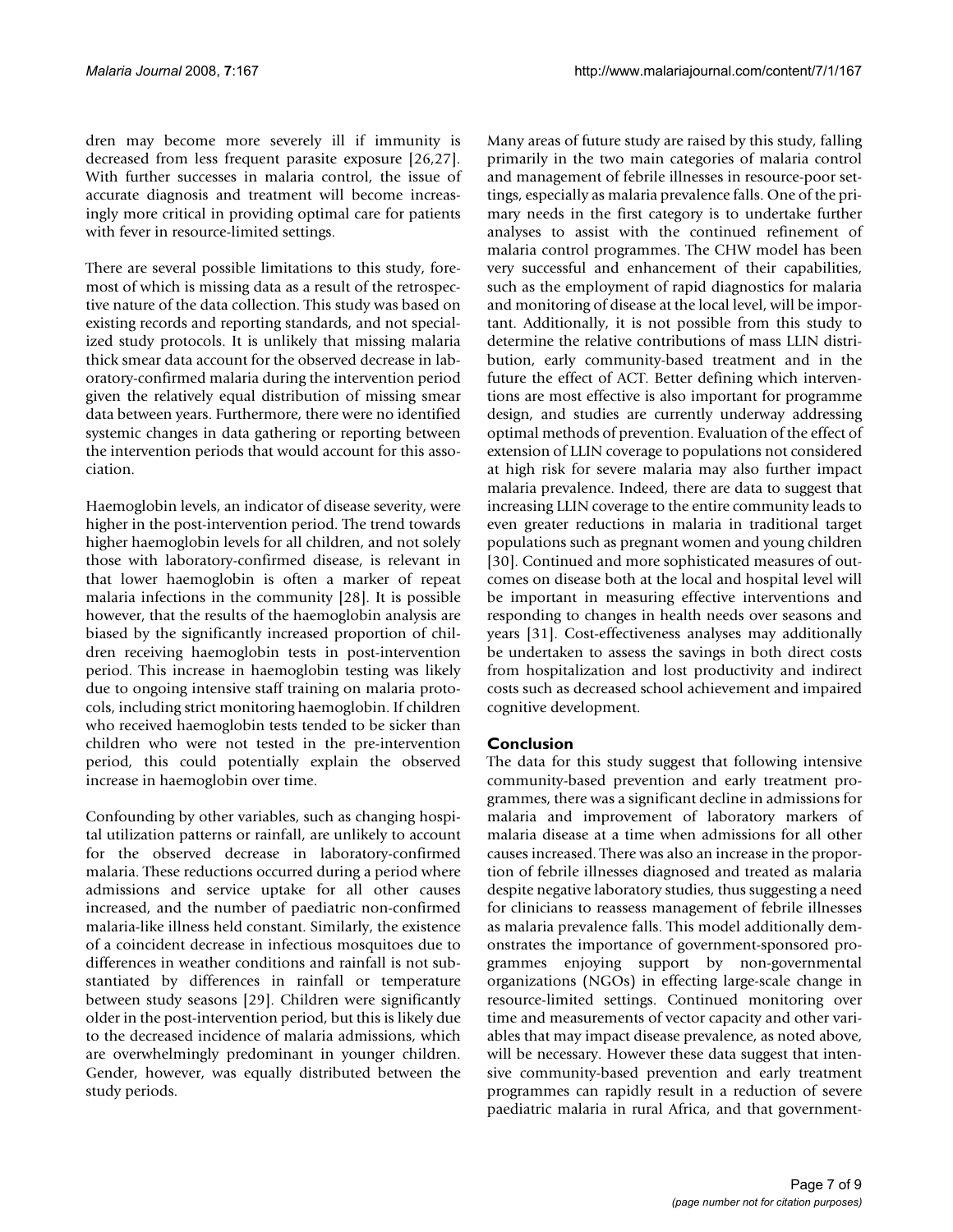dren may become more severely ill if immunity is decreased from less frequent parasite exposure [26,27]. With further successes in malaria control, the issue of accurate diagnosis and treatment will become increasingly more critical in providing optimal care for patients with fever in resource-limited settings.

There are several possible limitations to this study, foremost of which is missing data as a result of the retrospective nature of the data collection. This study was based on existing records and reporting standards, and not specialized study protocols. It is unlikely that missing malaria thick smear data account for the observed decrease in laboratory-confirmed malaria during the intervention period given the relatively equal distribution of missing smear data between years. Furthermore, there were no identified systemic changes in data gathering or reporting between the intervention periods that would account for this association.

Haemoglobin levels, an indicator of disease severity, were higher in the post-intervention period. The trend towards higher haemoglobin levels for all children, and not solely those with laboratory-confirmed disease, is relevant in that lower haemoglobin is often a marker of repeat malaria infections in the community [28]. It is possible however, that the results of the haemoglobin analysis are biased by the significantly increased proportion of children receiving haemoglobin tests in post-intervention period. This increase in haemoglobin testing was likely due to ongoing intensive staff training on malaria protocols, including strict monitoring haemoglobin. If children who received haemoglobin tests tended to be sicker than children who were not tested in the pre-intervention period, this could potentially explain the observed increase in haemoglobin over time.

Confounding by other variables, such as changing hospital utilization patterns or rainfall, are unlikely to account for the observed decrease in laboratory-confirmed malaria. These reductions occurred during a period where admissions and service uptake for all other causes increased, and the number of paediatric non-confirmed malaria-like illness held constant. Similarly, the existence of a coincident decrease in infectious mosquitoes due to differences in weather conditions and rainfall is not substantiated by differences in rainfall or temperature between study seasons [29]. Children were significantly older in the post-intervention period, but this is likely due to the decreased incidence of malaria admissions, which are overwhelmingly predominant in younger children. Gender, however, was equally distributed between the study periods.

Many areas of future study are raised by this study, falling primarily in the two main categories of malaria control and management of febrile illnesses in resource-poor settings, especially as malaria prevalence falls. One of the primary needs in the first category is to undertake further analyses to assist with the continued refinement of malaria control programmes. The CHW model has been very successful and enhancement of their capabilities, such as the employment of rapid diagnostics for malaria and monitoring of disease at the local level, will be important. Additionally, it is not possible from this study to determine the relative contributions of mass LLIN distribution, early community-based treatment and in the future the effect of ACT. Better defining which interventions are most effective is also important for programme design, and studies are currently underway addressing optimal methods of prevention. Evaluation of the effect of extension of LLIN coverage to populations not considered at high risk for severe malaria may also further impact malaria prevalence. Indeed, there are data to suggest that increasing LLIN coverage to the entire community leads to even greater reductions in malaria in traditional target populations such as pregnant women and young children [30]. Continued and more sophisticated measures of outcomes on disease both at the local and hospital level will be important in measuring effective interventions and responding to changes in health needs over seasons and years [31]. Cost-effectiveness analyses may additionally be undertaken to assess the savings in both direct costs from hospitalization and lost productivity and indirect costs such as decreased school achievement and impaired cognitive development.

## Conclusion

The data for this study suggest that following intensive community-based prevention and early treatment programmes, there was a significant decline in admissions for malaria and improvement of laboratory markers of malaria disease at a time when admissions for all other causes increased. There was also an increase in the proportion of febrile illnesses diagnosed and treated as malaria despite negative laboratory studies, thus suggesting a need for clinicians to reassess management of febrile illnesses as malaria prevalence falls. This model additionally demonstrates the importance of government-sponsored programmes enjoying support by non-governmental organizations (NGOs) in effecting large-scale change in resource-limited settings. Continued monitoring over time and measurements of vector capacity and other variables that may impact disease prevalence, as noted above, will be necessary. However these data suggest that intensive community-based prevention and early treatment programmes can rapidly result in a reduction of severe paediatric malaria in rural Africa, and that government-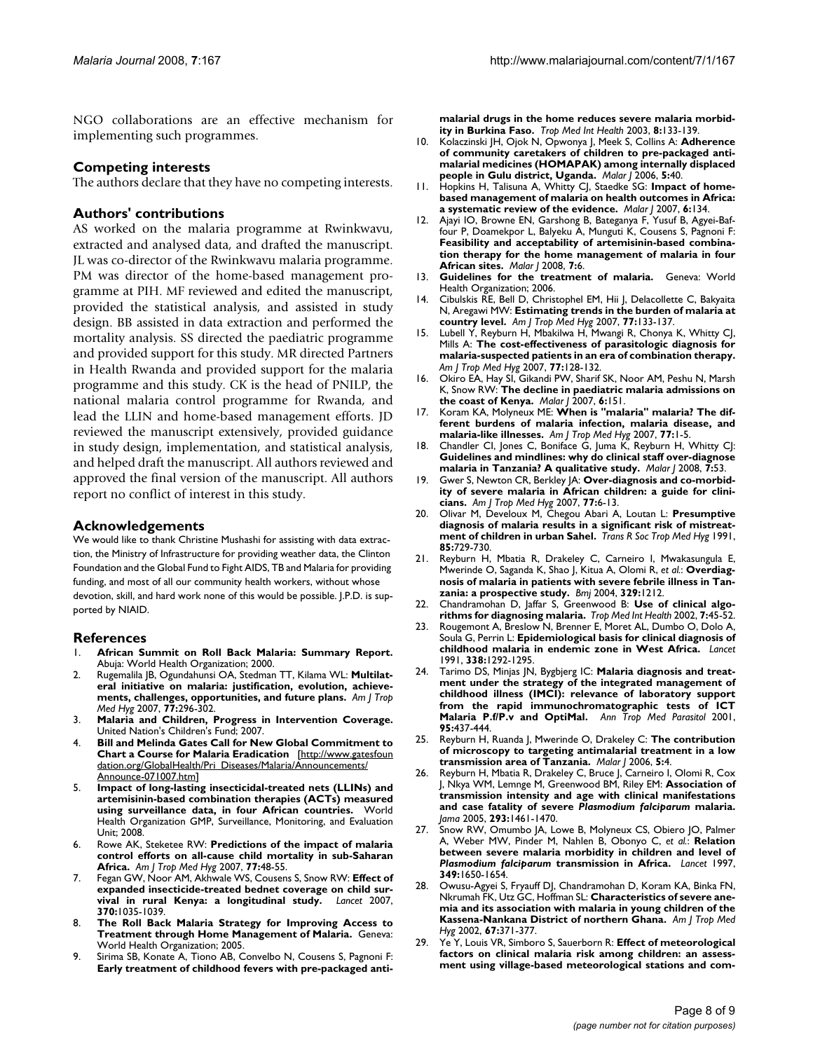NGO collaborations are an effective mechanism for implementing such programmes.

## Competing interests

The authors declare that they have no competing interests.

## Authors' contributions

AS worked on the malaria programme at Rwinkwavu, extracted and analysed data, and drafted the manuscript. JL was co-director of the Rwinkwavu malaria programme. PM was director of the home-based management programme at PIH. MF reviewed and edited the manuscript, provided the statistical analysis, and assisted in study design. BB assisted in data extraction and performed the mortality analysis. SS directed the paediatric programme and provided support for this study. MR directed Partners in Health Rwanda and provided support for the malaria programme and this study. CK is the head of PNILP, the national malaria control programme for Rwanda, and lead the LLIN and home-based management efforts. JD reviewed the manuscript extensively, provided guidance in study design, implementation, and statistical analysis, and helped draft the manuscript. All authors reviewed and approved the final version of the manuscript. All authors report no conflict of interest in this study.

## Acknowledgements

We would like to thank Christine Mushashi for assisting with data extraction, the Ministry of Infrastructure for providing weather data, the Clinton Foundation and the Global Fund to Fight AIDS, TB and Malaria for providing funding, and most of all our community health workers, without whose devotion, skill, and hard work none of this would be possible. J.P.D. is supported by NIAID.

## References

1. **African Summit on Roll Back Malaria: Summary Report.** Abuja: World Health Organization; 2000.
2. Rugemalila JB, Ogundahunsi OA, Stedman TT, Kilama WL: **Multilateral initiative on malaria: justification, evolution, achievements, challenges, opportunities, and future plans.** *Am J Trop Med Hyg* 2007, **77:**296-302.
3. **Malaria and Children, Progress in Intervention Coverage.** United Nation's Children's Fund; 2007.
4. **Bill and Melinda Gates Call for New Global Commitment to Chart a Course for Malaria Eradication** [http://www.gatesfoundation.org/GlobalHealth/Pri_Diseases/Malaria/Announcements/Announce-071007.htm]
5. **Impact of long-lasting insecticidal-treated nets (LLINs) and artemisinin-based combination therapies (ACTs) measured using surveillance data, in four African countries.** World Health Organization GMP, Surveillance, Monitoring, and Evaluation Unit; 2008.
6. Rowe AK, Steketee RW: **Predictions of the impact of malaria control efforts on all-cause child mortality in sub-Saharan Africa.** *Am J Trop Med Hyg* 2007, **77:**48-55.
7. Fegan GW, Noor AM, Akhwale WS, Cousens S, Snow RW: **Effect of expanded insecticide-treated bednet coverage on child survival in rural Kenya: a longitudinal study.** *Lancet* 2007, **370:**1035-1039.
8. **The Roll Back Malaria Strategy for Improving Access to Treatment through Home Management of Malaria.** Geneva: World Health Organization; 2005.
9. Sirima SB, Konate A, Tiono AB, Convelbo N, Cousens S, Pagnoni F: **Early treatment of childhood fevers with pre-packaged antimalarial drugs in the home reduces severe malaria morbidity in Burkina Faso.** *Trop Med Int Health* 2003, **8:**133-139.
10. Kolaczinski JH, Ojok N, Opwonya J, Meek S, Collins A: **Adherence of community caretakers of children to pre-packaged antimalarial medicines (HOMAPAK) among internally displaced people in Gulu district, Uganda.** *Malar J* 2006, **5:**40.
11. Hopkins H, Talisuna A, Whitty CJ, Staedke SG: **Impact of home-based management of malaria on health outcomes in Africa: a systematic review of the evidence.** *Malar J* 2007, **6:**134.
12. Ajayi IO, Browne EN, Garshong B, Bateganya F, Yusuf B, Agyei-Baffour P, Doamekpor L, Balyeku A, Munguti K, Cousens S, Pagnoni F: **Feasibility and acceptability of artemisinin-based combination therapy for the home management of malaria in four African sites.** *Malar J* 2008, **7:**6.
13. **Guidelines for the treatment of malaria.** Geneva: World Health Organization; 2006.
14. Cibulskis RE, Bell D, Christophel EM, Hii J, Delacollette C, Bakyaita N, Aregawi MW: **Estimating trends in the burden of malaria at country level.** *Am J Trop Med Hyg* 2007, **77:**133-137.
15. Lubell Y, Reyburn H, Mbakilwa H, Mwangi R, Chonya K, Whitty CJ, Mills A: **The cost-effectiveness of parasitologic diagnosis for malaria-suspected patients in an era of combination therapy.** *Am J Trop Med Hyg* 2007, **77:**128-132.
16. Okiro EA, Hay SI, Gikandi PW, Sharif SK, Noor AM, Peshu N, Marsh K, Snow RW: **The decline in paediatric malaria admissions on the coast of Kenya.** *Malar J* 2007, **6:**151.
17. Koram KA, Molyneux ME: **When is "malaria" malaria? The different burdens of malaria infection, malaria disease, and malaria-like illnesses.** *Am J Trop Med Hyg* 2007, **77:**1-5.
18. Chandler CI, Jones C, Boniface G, Juma K, Reyburn H, Whitty CJ: **Guidelines and mindlines: why do clinical staff over-diagnose malaria in Tanzania? A qualitative study.** *Malar J* 2008, **7:**53.
19. Gwer S, Newton CR, Berkley JA: **Over-diagnosis and co-morbidity of severe malaria in African children: a guide for clinicians.** *Am J Trop Med Hyg* 2007, **77:**6-13.
20. Olivar M, Develoux M, Chegou Abari A, Loutan L: **Presumptive diagnosis of malaria results in a significant risk of mistreatment of children in urban Sahel.** *Trans R Soc Trop Med Hyg* 1991, **85:**729-730.
21. Reyburn H, Mbatia R, Drakeley C, Carneiro I, Mwakasungula E, Mwerinde O, Saganda K, Shao J, Kitua A, Olomi R, *et al.*: **Overdiagnosis of malaria in patients with severe febrile illness in Tanzania: a prospective study.** *Bmj* 2004, **329:**1212.
22. Chandramohan D, Jaffar S, Greenwood B: **Use of clinical algorithms for diagnosing malaria.** *Trop Med Int Health* 2002, **7:**45-52.
23. Rougemont A, Breslow N, Brenner E, Moret AL, Dumbo O, Dolo A, Soula G, Perrin L: **Epidemiological basis for clinical diagnosis of childhood malaria in endemic zone in West Africa.** *Lancet* 1991, **338:**1292-1295.
24. Tarimo DS, Minjas JN, Bygbjerg IC: **Malaria diagnosis and treatment under the strategy of the integrated management of childhood illness (IMCI): relevance of laboratory support from the rapid immunochromatographic tests of ICT Malaria P.f/P.v and OptiMal.** *Ann Trop Med Parasitol* 2001, **95:**437-444.
25. Reyburn H, Ruanda J, Mwerinde O, Drakeley C: **The contribution of microscopy to targeting antimalarial treatment in a low transmission area of Tanzania.** *Malar J* 2006, **5:**4.
26. Reyburn H, Mbatia R, Drakeley C, Bruce J, Carneiro I, Olomi R, Cox J, Nkya WM, Lemnge M, Greenwood BM, Riley EM: **Association of transmission intensity and age with clinical manifestations and case fatality of severe *Plasmodium falciparum* malaria.** *Jama* 2005, **293:**1461-1470.
27. Snow RW, Omumbo JA, Lowe B, Molyneux CS, Obiero JO, Palmer A, Weber MW, Pinder M, Nahlen B, Obonyo C, *et al.*: **Relation between severe malaria morbidity in children and level of *Plasmodium falciparum* transmission in Africa.** *Lancet* 1997, **349:**1650-1654.
28. Owusu-Agyei S, Fryauff DJ, Chandramohan D, Koram KA, Binka FN, Nkrumah FK, Utz GC, Hoffman SL: **Characteristics of severe anemia and its association with malaria in young children of the Kassena-Nankana District of northern Ghana.** *Am J Trop Med Hyg* 2002, **67:**371-377.
29. Ye Y, Louis VR, Simboro S, Sauerborn R: **Effect of meteorological factors on clinical malaria risk among children: an assessment using village-based meteorological stations and com-**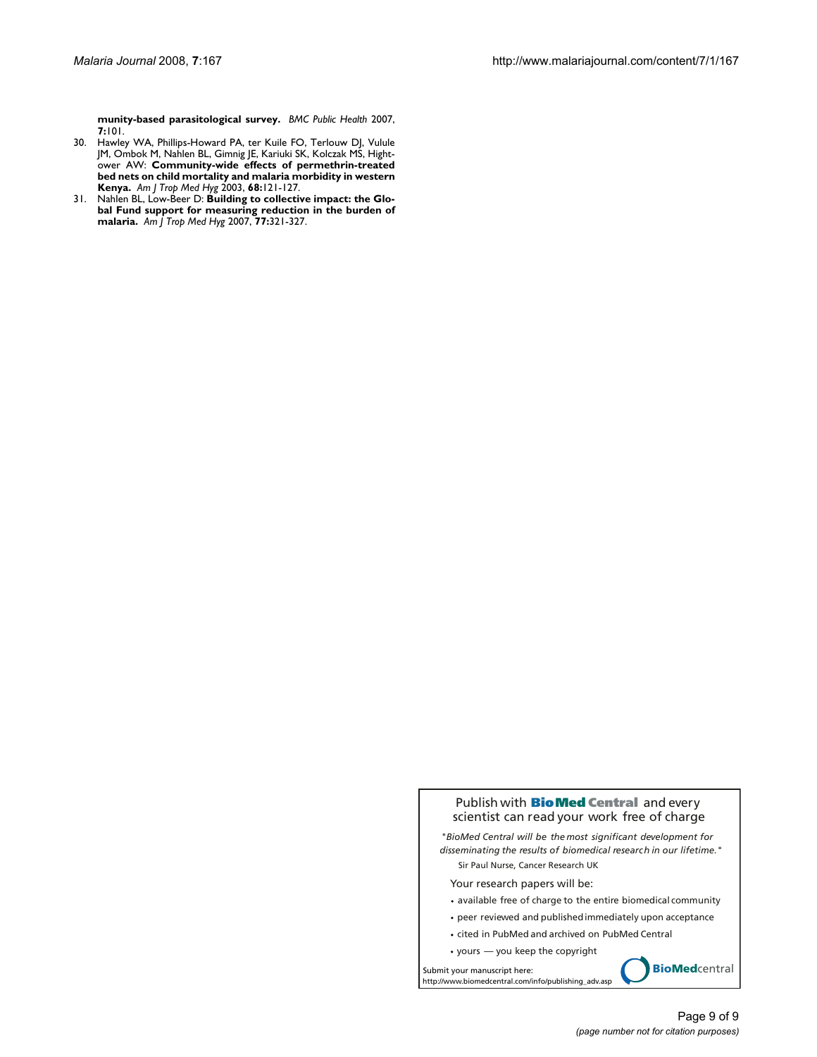munity-based parasitological survey. *BMC Public Health* 2007, **7:**101.

30. Hawley WA, Phillips-Howard PA, ter Kuile FO, Terlouw DJ, Vulule JM, Ombok M, Nahlen BL, Gimnig JE, Kariuki SK, Kolczak MS, Hightower AW: **Community-wide effects of permethrin-treated bed nets on child mortality and malaria morbidity in western Kenya.** *Am J Trop Med Hyg* 2003, **68:**121-127.
31. Nahlen BL, Low-Beer D: **Building to collective impact: the Global Fund support for measuring reduction in the burden of malaria.** *Am J Trop Med Hyg* 2007, **77:**321-327.

Publish with **BioMed Central** and every scientist can read your work free of charge

*"BioMed Central will be the most significant development for disseminating the results of biomedical research in our lifetime."*

Sir Paul Nurse, Cancer Research UK

Your research papers will be:

- available free of charge to the entire biomedical community
- peer reviewed and published immediately upon acceptance
- cited in PubMed and archived on PubMed Central
- yours — you keep the copyright

Submit your manuscript here:
http://www.biomedcentral.com/info/publishing_adv.asp

**BioMed**central